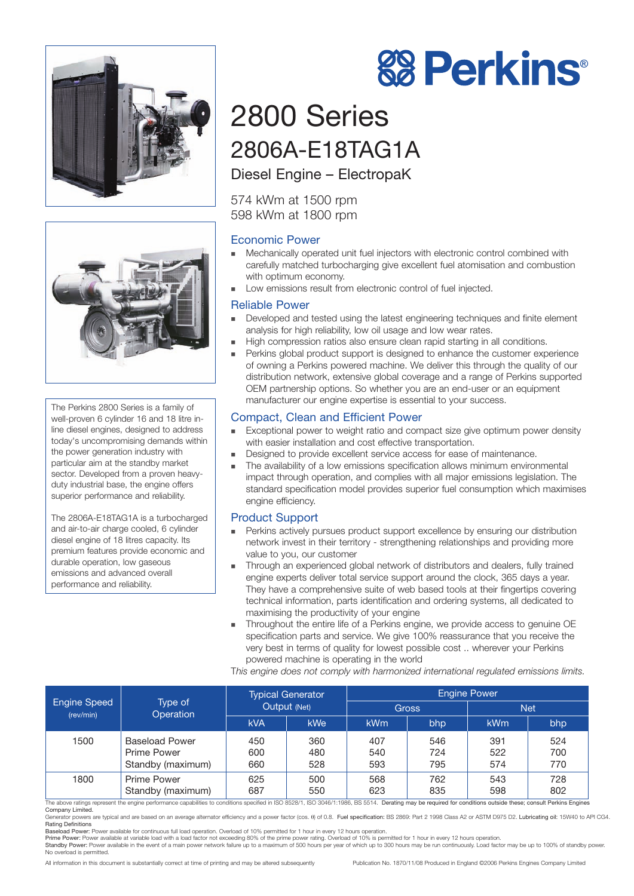# Perkins

# 2800 Series

## 2806A-E18TAG1A

### Diesel Engine – ElectropaK

574 kWm at 1500 rpm
598 kWm at 1800 rpm

The Perkins 2800 Series is a family of well-proven 6 cylinder 16 and 18 litre in-line diesel engines, designed to address today's uncompromising demands within the power generation industry with particular aim at the standby market sector. Developed from a proven heavy-duty industrial base, the engine offers superior performance and reliability.

The 2806A-E18TAG1A is a turbocharged and air-to-air charge cooled, 6 cylinder diesel engine of 18 litres capacity. Its premium features provide economic and durable operation, low gaseous emissions and advanced overall performance and reliability.

### Economic Power

- Mechanically operated unit fuel injectors with electronic control combined with carefully matched turbocharging give excellent fuel atomisation and combustion with optimum economy.
- Low emissions result from electronic control of fuel injected.

### Reliable Power

- Developed and tested using the latest engineering techniques and finite element analysis for high reliability, low oil usage and low wear rates.
- High compression ratios also ensure clean rapid starting in all conditions.
- Perkins global product support is designed to enhance the customer experience of owning a Perkins powered machine. We deliver this through the quality of our distribution network, extensive global coverage and a range of Perkins supported OEM partnership options. So whether you are an end-user or an equipment manufacturer our engine expertise is essential to your success.

### Compact, Clean and Efficient Power

- Exceptional power to weight ratio and compact size give optimum power density with easier installation and cost effective transportation.
- Designed to provide excellent service access for ease of maintenance.
- The availability of a low emissions specification allows minimum environmental impact through operation, and complies with all major emissions legislation. The standard specification model provides superior fuel consumption which maximises engine efficiency.

### Product Support

- Perkins actively pursues product support excellence by ensuring our distribution network invest in their territory - strengthening relationships and providing more value to you, our customer
- Through an experienced global network of distributors and dealers, fully trained engine experts deliver total service support around the clock, 365 days a year. They have a comprehensive suite of web based tools at their fingertips covering technical information, parts identification and ordering systems, all dedicated to maximising the productivity of your engine
- Throughout the entire life of a Perkins engine, we provide access to genuine OE specification parts and service. We give 100% reassurance that you receive the very best in terms of quality for lowest possible cost .. wherever your Perkins powered machine is operating in the world

*This engine does not comply with harmonized international regulated emissions limits.*

| Engine Speed (rev/min) | Type of Operation | Typical Generator Output (Net) | | Engine Power | | | |
|---|---|---|---|---|---|---|---|
| | | | | Gross | | Net | |
| | | kVA | kWe | kWm | bhp | kWm | bhp |
| 1500 | Baseload Power | 450 | 360 | 407 | 546 | 391 | 524 |
| | Prime Power | 600 | 480 | 540 | 724 | 522 | 700 |
| | Standby (maximum) | 660 | 528 | 593 | 795 | 574 | 770 |
| 1800 | Prime Power | 625 | 500 | 568 | 762 | 543 | 728 |
| | Standby (maximum) | 687 | 550 | 623 | 835 | 598 | 802 |

The above ratings represent the engine performance capabilities to conditions specified in ISO 8528/1, ISO 3046/1:1986, BS 5514. Derating may be required for conditions outside these; consult Perkins Engines Company Limited.

Generator powers are typical and are based on an average alternator efficiency and a power factor (cos. θ) of 0.8. **Fuel specification:** BS 2869: Part 2 1998 Class A2 or ASTM D975 D2. **Lubricating oil:** 15W40 to API CG4.

Rating Definitions

**Baseload Power:** Power available for continuous full load operation. Overload of 10% permitted for 1 hour in every 12 hours operation.

**Prime Power:** Power available at variable load with a load factor not exceeding 80% of the prime power rating. Overload of 10% is permitted for 1 hour in every 12 hours operation.

**Standby Power:** Power available in the event of a main power network failure up to a maximum of 500 hours per year of which up to 300 hours may be run continuously. Load factor may be up to 100% of standby power. No overload is permitted.

All information in this document is substantially correct at time of printing and may be altered subsequently

Publication No. 1870/11/08 Produced in England ©2006 Perkins Engines Company Limited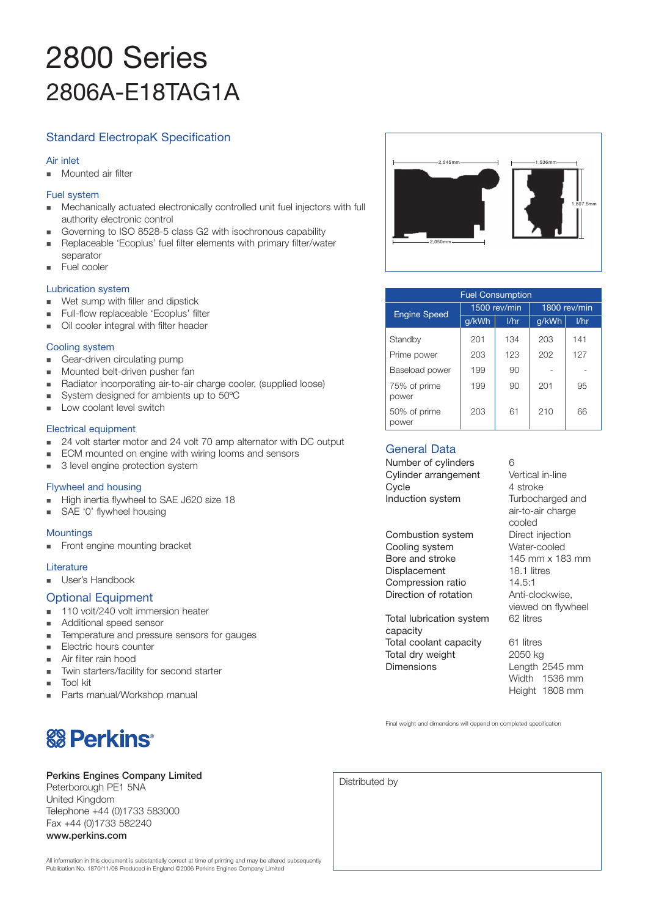# 2800 Series
## 2806A-E18TAG1A

### Standard ElectropaK Specification

**Air inlet**
- Mounted air filter

**Fuel system**
- Mechanically actuated electronically controlled unit fuel injectors with full authority electronic control
- Governing to ISO 8528-5 class G2 with isochronous capability
- Replaceable 'Ecoplus' fuel filter elements with primary filter/water separator
- Fuel cooler

**Lubrication system**
- Wet sump with filler and dipstick
- Full-flow replaceable 'Ecoplus' filter
- Oil cooler integral with filter header

**Cooling system**
- Gear-driven circulating pump
- Mounted belt-driven pusher fan
- Radiator incorporating air-to-air charge cooler, (supplied loose)
- System designed for ambients up to 50ºC
- Low coolant level switch

**Electrical equipment**
- 24 volt starter motor and 24 volt 70 amp alternator with DC output
- ECM mounted on engine with wiring looms and sensors
- 3 level engine protection system

**Flywheel and housing**
- High inertia flywheel to SAE J620 size 18
- SAE '0' flywheel housing

**Mountings**
- Front engine mounting bracket

**Literature**
- User's Handbook

### Optional Equipment
- 110 volt/240 volt immersion heater
- Additional speed sensor
- Temperature and pressure sensors for gauges
- Electric hours counter
- Air filter rain hood
- Twin starters/facility for second starter
- Tool kit
- Parts manual/Workshop manual

2,545mm
1,536mm
1,807.5mm
2,050mm

| Fuel Consumption | | | | |
|---|---|---|---|---|
| Engine Speed | 1500 rev/min | | 1800 rev/min | |
| | g/kWh | l/hr | g/kWh | l/hr |
| Standby | 201 | 134 | 203 | 141 |
| Prime power | 203 | 123 | 202 | 127 |
| Baseload power | 199 | 90 | - | - |
| 75% of prime power | 199 | 90 | 201 | 95 |
| 50% of prime power | 203 | 61 | 210 | 66 |

### General Data

| | |
|---|---|
| Number of cylinders | 6 |
| Cylinder arrangement | Vertical in-line |
| Cycle | 4 stroke |
| Induction system | Turbocharged and air-to-air charge cooled |
| Combustion system | Direct injection |
| Cooling system | Water-cooled |
| Bore and stroke | 145 mm x 183 mm |
| Displacement | 18.1 litres |
| Compression ratio | 14.5:1 |
| Direction of rotation | Anti-clockwise, viewed on flywheel |
| Total lubrication system capacity | 62 litres |
| Total coolant capacity | 61 litres |
| Total dry weight | 2050 kg |
| Dimensions | Length 2545 mm<br>Width 1536 mm<br>Height 1808 mm |

Final weight and dimensions will depend on completed specification

**Perkins**

**Perkins Engines Company Limited**
Peterborough PE1 5NA
United Kingdom
Telephone +44 (0)1733 583000
Fax +44 (0)1733 582240
**www.perkins.com**

Distributed by

All information in this document is substantially correct at time of printing and may be altered subsequently
Publication No. 1870/11/08 Produced in England ©2006 Perkins Engines Company Limited